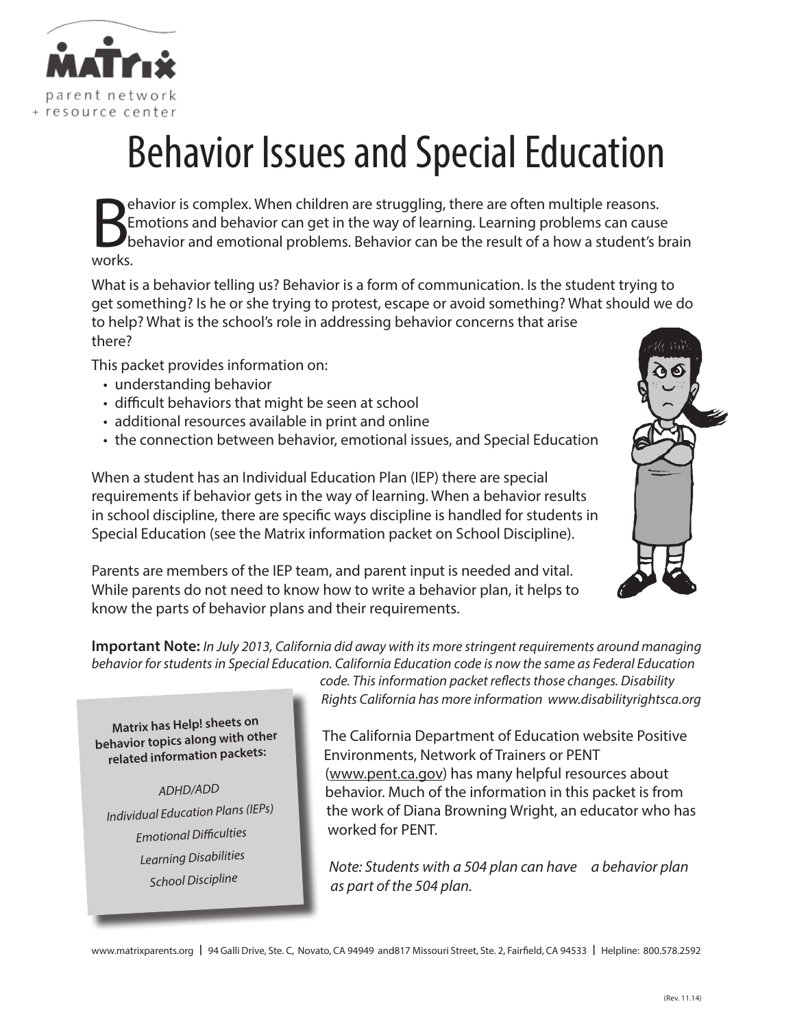Matrix parent network + resource center

# Behavior Issues and Special Education

Behavior is complex. When children are struggling, there are often multiple reasons. Emotions and behavior can get in the way of learning. Learning problems can cause behavior and emotional problems. Behavior can be the result of a how a student's brain works.

What is a behavior telling us? Behavior is a form of communication. Is the student trying to get something? Is he or she trying to protest, escape or avoid something? What should we do to help? What is the school's role in addressing behavior concerns that arise there?

This packet provides information on:

- understanding behavior
- difficult behaviors that might be seen at school
- additional resources available in print and online
- the connection between behavior, emotional issues, and Special Education

When a student has an Individual Education Plan (IEP) there are special requirements if behavior gets in the way of learning. When a behavior results in school discipline, there are specific ways discipline is handled for students in Special Education (see the Matrix information packet on School Discipline).

Parents are members of the IEP team, and parent input is needed and vital. While parents do not need to know how to write a behavior plan, it helps to know the parts of behavior plans and their requirements.

**Important Note:** *In July 2013, California did away with its more stringent requirements around managing behavior for students in Special Education. California Education code is now the same as Federal Education code. This information packet reflects those changes. Disability Rights California has more information www.disabilityrightsca.org*

> **Matrix has Help! sheets on behavior topics along with other related information packets:**
>
> *ADHD/ADD*
> *Individual Education Plans (IEPs)*
> *Emotional Difficulties*
> *Learning Disabilities*
> *School Discipline*

The California Department of Education website Positive Environments, Network of Trainers or PENT (www.pent.ca.gov) has many helpful resources about behavior. Much of the information in this packet is from the work of Diana Browning Wright, an educator who has worked for PENT.

*Note: Students with a 504 plan can have a behavior plan as part of the 504 plan.*

www.matrixparents.org | 94 Galli Drive, Ste. C, Novato, CA 94949 and817 Missouri Street, Ste. 2, Fairfield, CA 94533 | Helpline: 800.578.2592

(Rev. 11.14)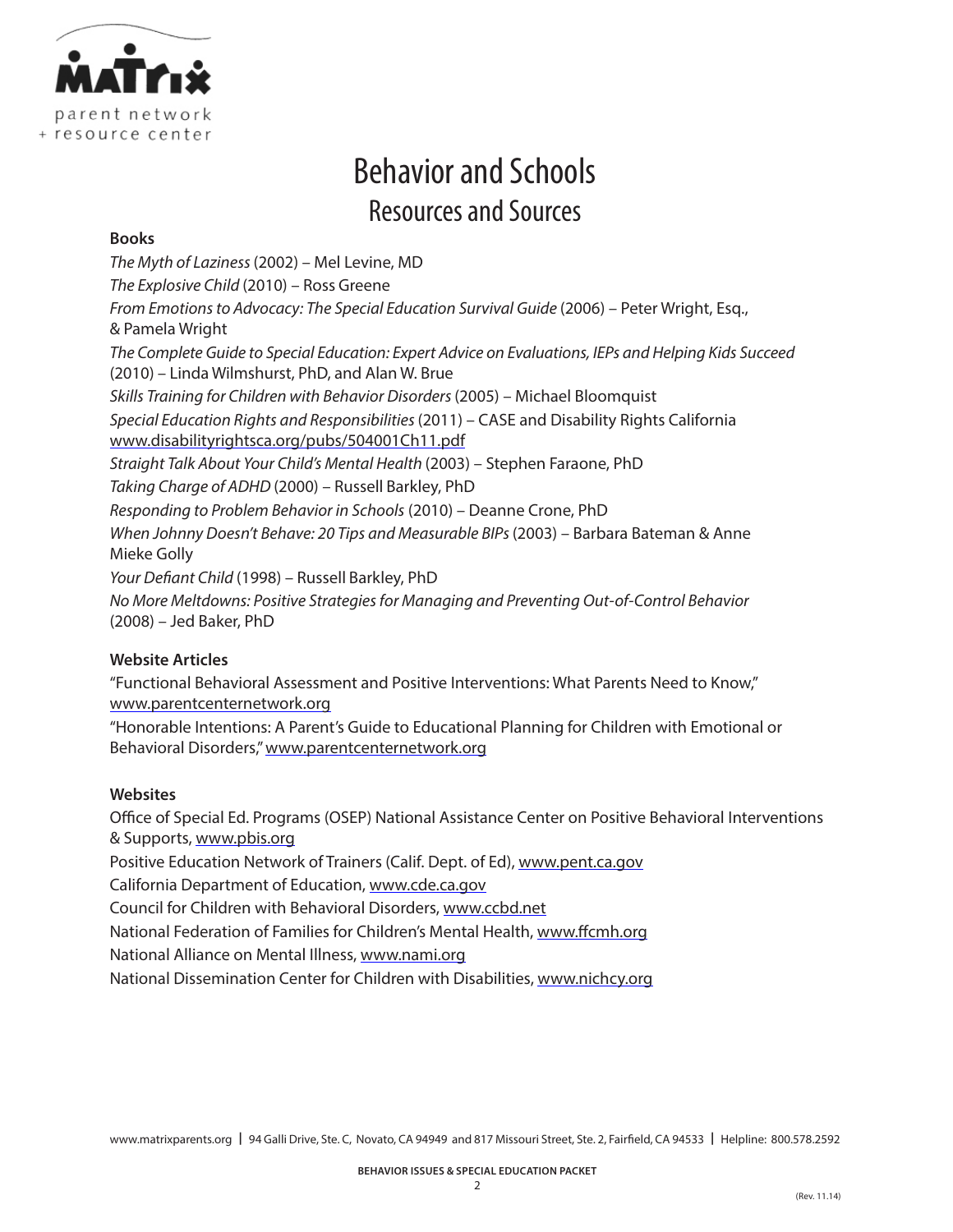# Behavior and Schools

## Resources and Sources

**Books**

*The Myth of Laziness* (2002) – Mel Levine, MD

*The Explosive Child* (2010) – Ross Greene

*From Emotions to Advocacy: The Special Education Survival Guide* (2006) – Peter Wright, Esq., & Pamela Wright

*The Complete Guide to Special Education: Expert Advice on Evaluations, IEPs and Helping Kids Succeed* (2010) – Linda Wilmshurst, PhD, and Alan W. Brue

*Skills Training for Children with Behavior Disorders* (2005) – Michael Bloomquist

*Special Education Rights and Responsibilities* (2011) – CASE and Disability Rights California www.disabilityrightsca.org/pubs/504001Ch11.pdf

*Straight Talk About Your Child's Mental Health* (2003) – Stephen Faraone, PhD

*Taking Charge of ADHD* (2000) – Russell Barkley, PhD

*Responding to Problem Behavior in Schools* (2010) – Deanne Crone, PhD

*When Johnny Doesn't Behave: 20 Tips and Measurable BIPs* (2003) – Barbara Bateman & Anne Mieke Golly

*Your Defiant Child* (1998) – Russell Barkley, PhD

*No More Meltdowns: Positive Strategies for Managing and Preventing Out-of-Control Behavior* (2008) – Jed Baker, PhD

**Website Articles**

"Functional Behavioral Assessment and Positive Interventions: What Parents Need to Know," www.parentcenternetwork.org

"Honorable Intentions: A Parent's Guide to Educational Planning for Children with Emotional or Behavioral Disorders," www.parentcenternetwork.org

**Websites**

Office of Special Ed. Programs (OSEP) National Assistance Center on Positive Behavioral Interventions & Supports, www.pbis.org

Positive Education Network of Trainers (Calif. Dept. of Ed), www.pent.ca.gov

California Department of Education, www.cde.ca.gov

Council for Children with Behavioral Disorders, www.ccbd.net

National Federation of Families for Children's Mental Health, www.ffcmh.org

National Alliance on Mental Illness, www.nami.org

National Dissemination Center for Children with Disabilities, www.nichcy.org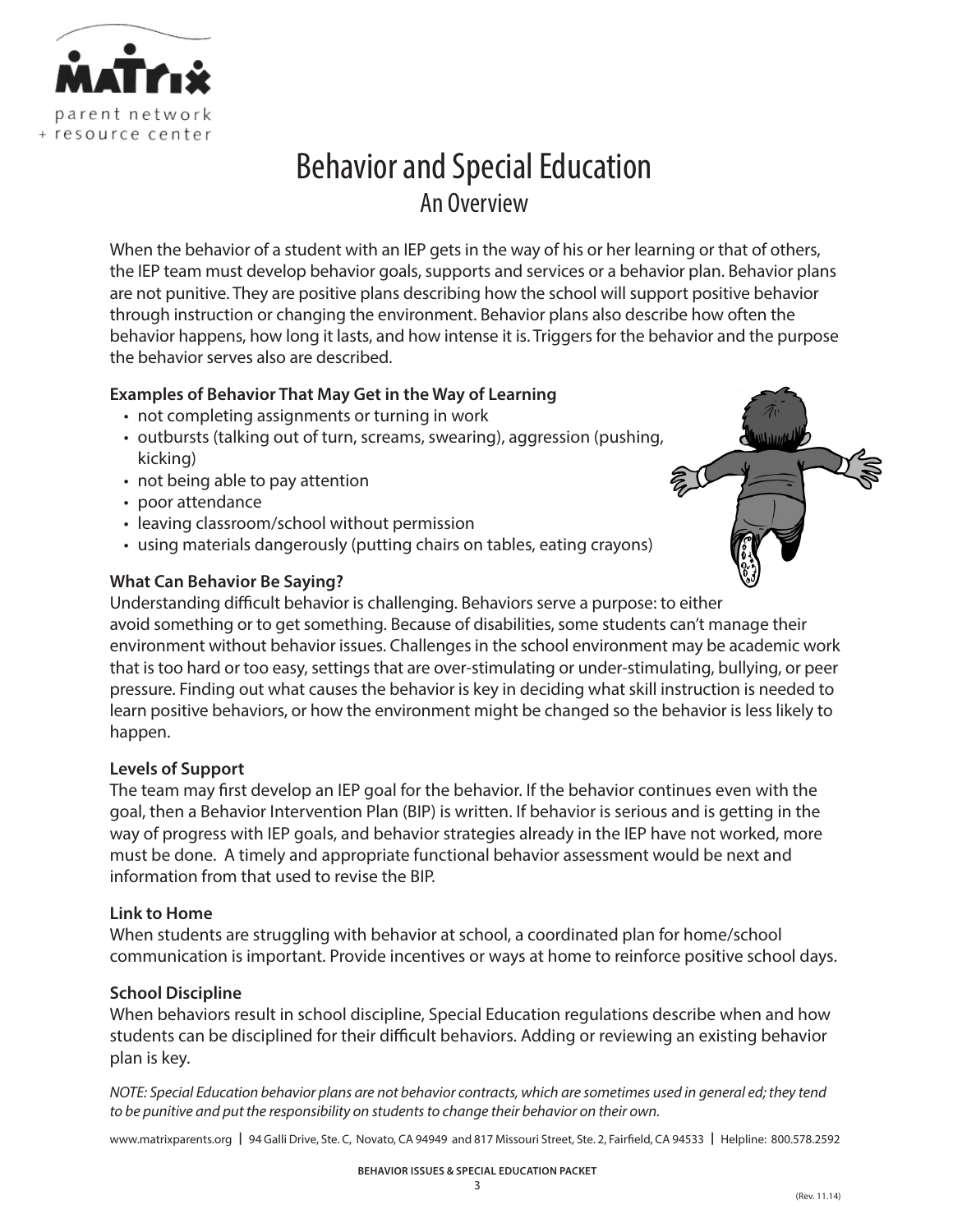# Behavior and Special Education

## An Overview

When the behavior of a student with an IEP gets in the way of his or her learning or that of others, the IEP team must develop behavior goals, supports and services or a behavior plan. Behavior plans are not punitive. They are positive plans describing how the school will support positive behavior through instruction or changing the environment. Behavior plans also describe how often the behavior happens, how long it lasts, and how intense it is. Triggers for the behavior and the purpose the behavior serves also are described.

**Examples of Behavior That May Get in the Way of Learning**

- not completing assignments or turning in work
- outbursts (talking out of turn, screams, swearing), aggression (pushing, kicking)
- not being able to pay attention
- poor attendance
- leaving classroom/school without permission
- using materials dangerously (putting chairs on tables, eating crayons)

**What Can Behavior Be Saying?**

Understanding difficult behavior is challenging. Behaviors serve a purpose: to either avoid something or to get something. Because of disabilities, some students can't manage their environment without behavior issues. Challenges in the school environment may be academic work that is too hard or too easy, settings that are over-stimulating or under-stimulating, bullying, or peer pressure. Finding out what causes the behavior is key in deciding what skill instruction is needed to learn positive behaviors, or how the environment might be changed so the behavior is less likely to happen.

**Levels of Support**

The team may first develop an IEP goal for the behavior. If the behavior continues even with the goal, then a Behavior Intervention Plan (BIP) is written. If behavior is serious and is getting in the way of progress with IEP goals, and behavior strategies already in the IEP have not worked, more must be done. A timely and appropriate functional behavior assessment would be next and information from that used to revise the BIP.

**Link to Home**

When students are struggling with behavior at school, a coordinated plan for home/school communication is important. Provide incentives or ways at home to reinforce positive school days.

**School Discipline**

When behaviors result in school discipline, Special Education regulations describe when and how students can be disciplined for their difficult behaviors. Adding or reviewing an existing behavior plan is key.

*NOTE: Special Education behavior plans are not behavior contracts, which are sometimes used in general ed; they tend to be punitive and put the responsibility on students to change their behavior on their own.*

www.matrixparents.org | 94 Galli Drive, Ste. C, Novato, CA 94949 and 817 Missouri Street, Ste. 2, Fairfield, CA 94533 | Helpline: 800.578.2592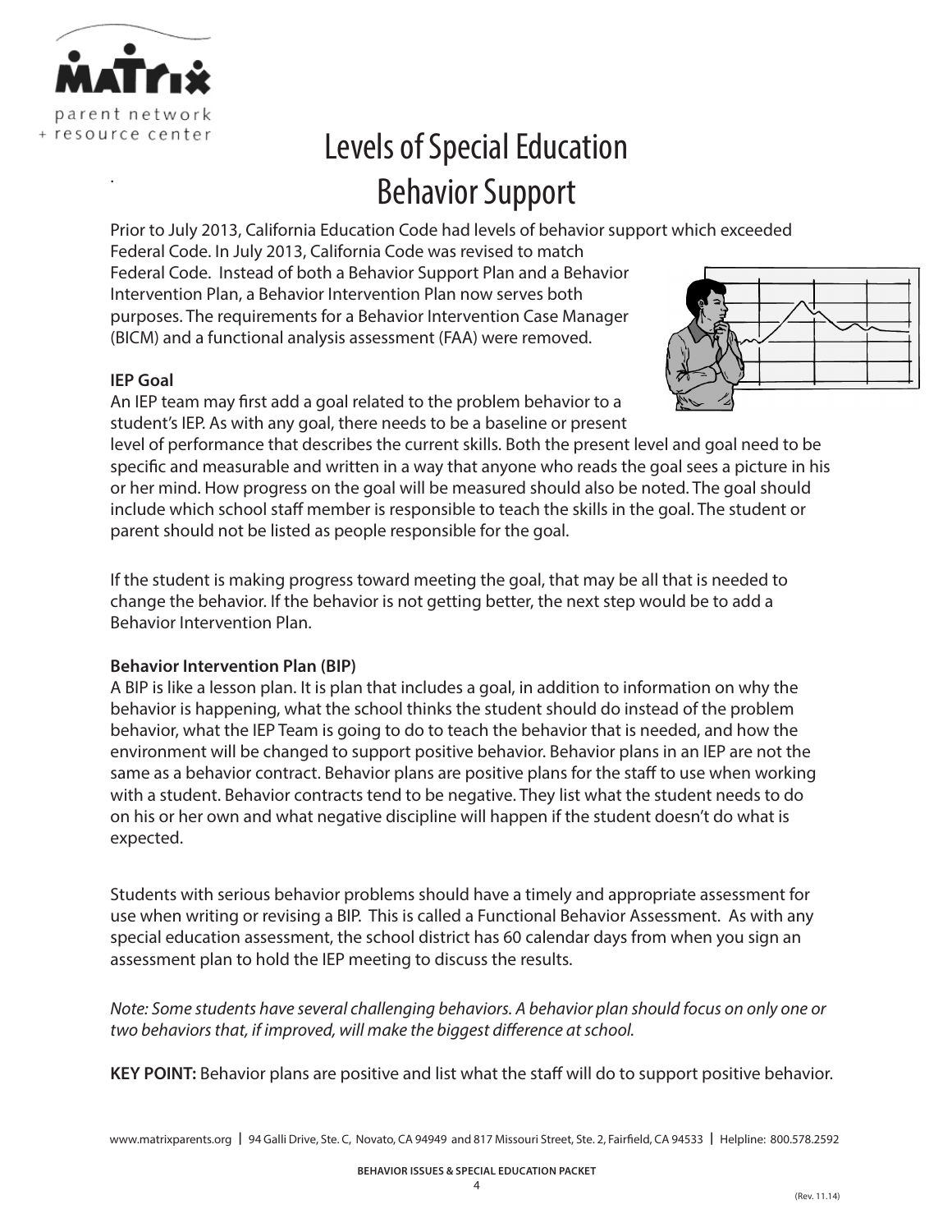# Levels of Special Education Behavior Support

Prior to July 2013, California Education Code had levels of behavior support which exceeded Federal Code. In July 2013, California Code was revised to match Federal Code. Instead of both a Behavior Support Plan and a Behavior Intervention Plan, a Behavior Intervention Plan now serves both purposes. The requirements for a Behavior Intervention Case Manager (BICM) and a functional analysis assessment (FAA) were removed.

**IEP Goal**

An IEP team may first add a goal related to the problem behavior to a student's IEP. As with any goal, there needs to be a baseline or present level of performance that describes the current skills. Both the present level and goal need to be specific and measurable and written in a way that anyone who reads the goal sees a picture in his or her mind. How progress on the goal will be measured should also be noted. The goal should include which school staff member is responsible to teach the skills in the goal. The student or parent should not be listed as people responsible for the goal.

If the student is making progress toward meeting the goal, that may be all that is needed to change the behavior. If the behavior is not getting better, the next step would be to add a Behavior Intervention Plan.

**Behavior Intervention Plan (BIP)**

A BIP is like a lesson plan. It is plan that includes a goal, in addition to information on why the behavior is happening, what the school thinks the student should do instead of the problem behavior, what the IEP Team is going to do to teach the behavior that is needed, and how the environment will be changed to support positive behavior. Behavior plans in an IEP are not the same as a behavior contract. Behavior plans are positive plans for the staff to use when working with a student. Behavior contracts tend to be negative. They list what the student needs to do on his or her own and what negative discipline will happen if the student doesn't do what is expected.

Students with serious behavior problems should have a timely and appropriate assessment for use when writing or revising a BIP. This is called a Functional Behavior Assessment. As with any special education assessment, the school district has 60 calendar days from when you sign an assessment plan to hold the IEP meeting to discuss the results.

*Note: Some students have several challenging behaviors. A behavior plan should focus on only one or two behaviors that, if improved, will make the biggest difference at school.*

**KEY POINT:** Behavior plans are positive and list what the staff will do to support positive behavior.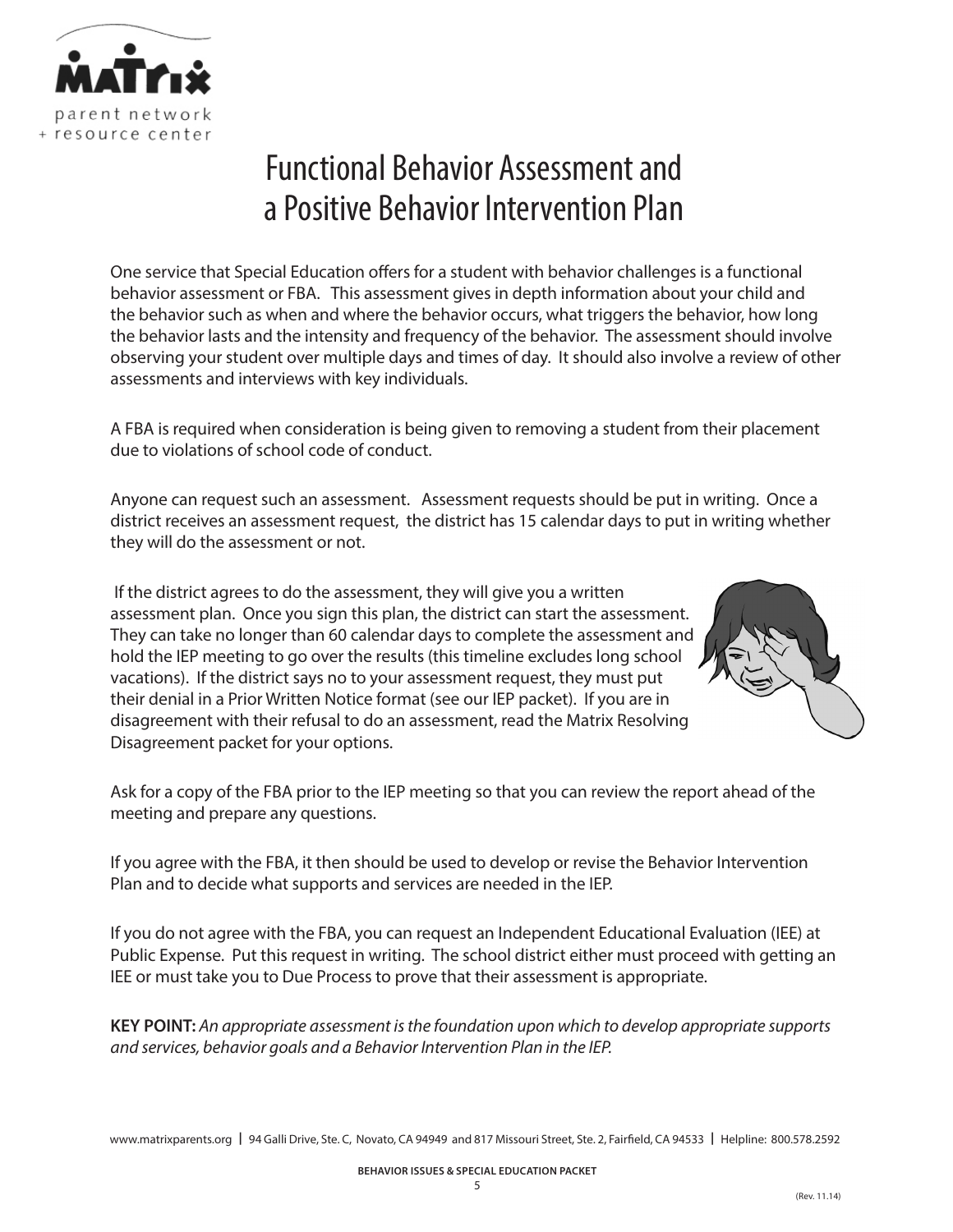# Functional Behavior Assessment and a Positive Behavior Intervention Plan

One service that Special Education offers for a student with behavior challenges is a functional behavior assessment or FBA. This assessment gives in depth information about your child and the behavior such as when and where the behavior occurs, what triggers the behavior, how long the behavior lasts and the intensity and frequency of the behavior. The assessment should involve observing your student over multiple days and times of day. It should also involve a review of other assessments and interviews with key individuals.

A FBA is required when consideration is being given to removing a student from their placement due to violations of school code of conduct.

Anyone can request such an assessment. Assessment requests should be put in writing. Once a district receives an assessment request, the district has 15 calendar days to put in writing whether they will do the assessment or not.

If the district agrees to do the assessment, they will give you a written assessment plan. Once you sign this plan, the district can start the assessment. They can take no longer than 60 calendar days to complete the assessment and hold the IEP meeting to go over the results (this timeline excludes long school vacations). If the district says no to your assessment request, they must put their denial in a Prior Written Notice format (see our IEP packet). If you are in disagreement with their refusal to do an assessment, read the Matrix Resolving Disagreement packet for your options.

Ask for a copy of the FBA prior to the IEP meeting so that you can review the report ahead of the meeting and prepare any questions.

If you agree with the FBA, it then should be used to develop or revise the Behavior Intervention Plan and to decide what supports and services are needed in the IEP.

If you do not agree with the FBA, you can request an Independent Educational Evaluation (IEE) at Public Expense. Put this request in writing. The school district either must proceed with getting an IEE or must take you to Due Process to prove that their assessment is appropriate.

**KEY POINT:** *An appropriate assessment is the foundation upon which to develop appropriate supports and services, behavior goals and a Behavior Intervention Plan in the IEP.*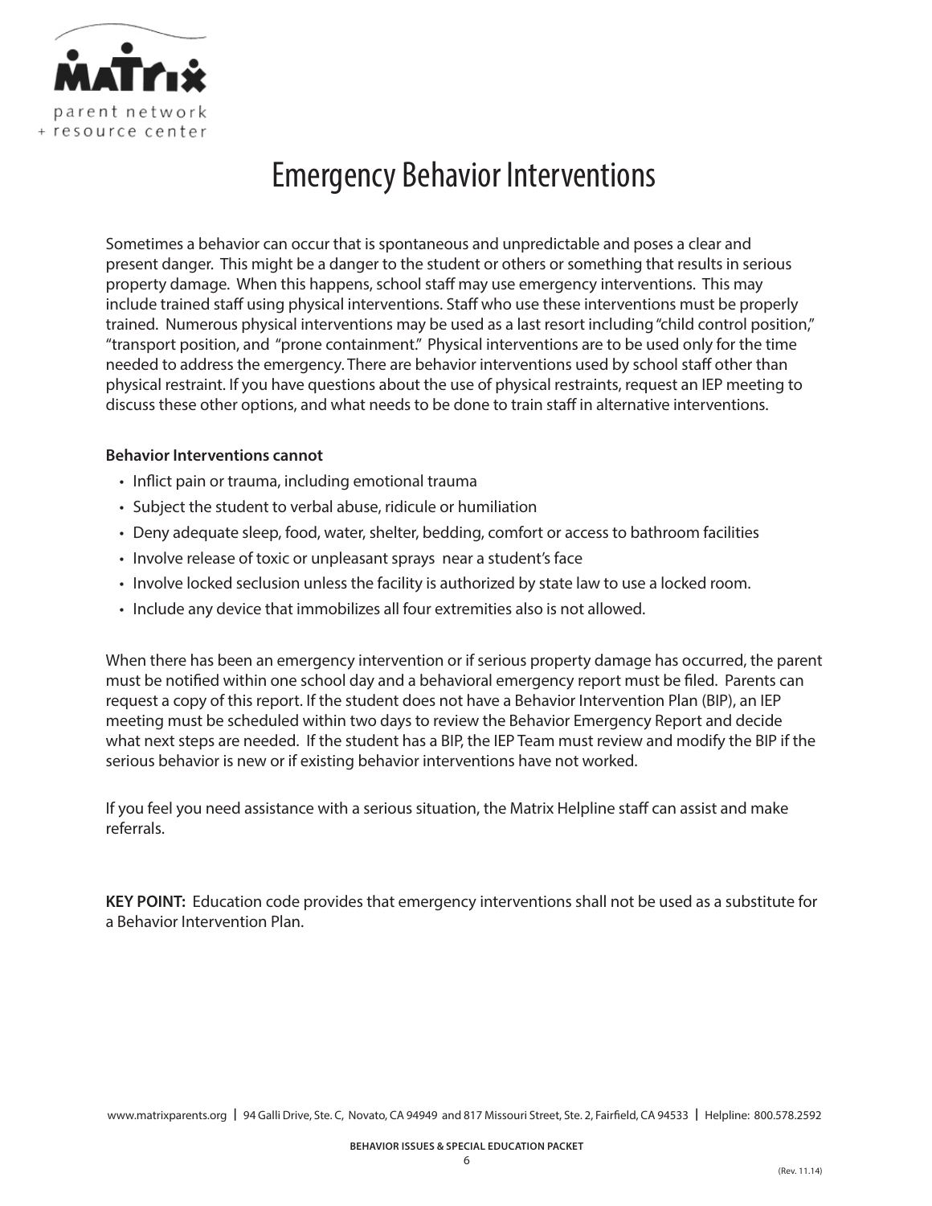# Emergency Behavior Interventions

Sometimes a behavior can occur that is spontaneous and unpredictable and poses a clear and present danger. This might be a danger to the student or others or something that results in serious property damage. When this happens, school staff may use emergency interventions. This may include trained staff using physical interventions. Staff who use these interventions must be properly trained. Numerous physical interventions may be used as a last resort including "child control position," "transport position, and "prone containment." Physical interventions are to be used only for the time needed to address the emergency. There are behavior interventions used by school staff other than physical restraint. If you have questions about the use of physical restraints, request an IEP meeting to discuss these other options, and what needs to be done to train staff in alternative interventions.

**Behavior Interventions cannot**

- Inflict pain or trauma, including emotional trauma
- Subject the student to verbal abuse, ridicule or humiliation
- Deny adequate sleep, food, water, shelter, bedding, comfort or access to bathroom facilities
- Involve release of toxic or unpleasant sprays near a student's face
- Involve locked seclusion unless the facility is authorized by state law to use a locked room.
- Include any device that immobilizes all four extremities also is not allowed.

When there has been an emergency intervention or if serious property damage has occurred, the parent must be notified within one school day and a behavioral emergency report must be filed. Parents can request a copy of this report. If the student does not have a Behavior Intervention Plan (BIP), an IEP meeting must be scheduled within two days to review the Behavior Emergency Report and decide what next steps are needed. If the student has a BIP, the IEP Team must review and modify the BIP if the serious behavior is new or if existing behavior interventions have not worked.

If you feel you need assistance with a serious situation, the Matrix Helpline staff can assist and make referrals.

**KEY POINT:** Education code provides that emergency interventions shall not be used as a substitute for a Behavior Intervention Plan.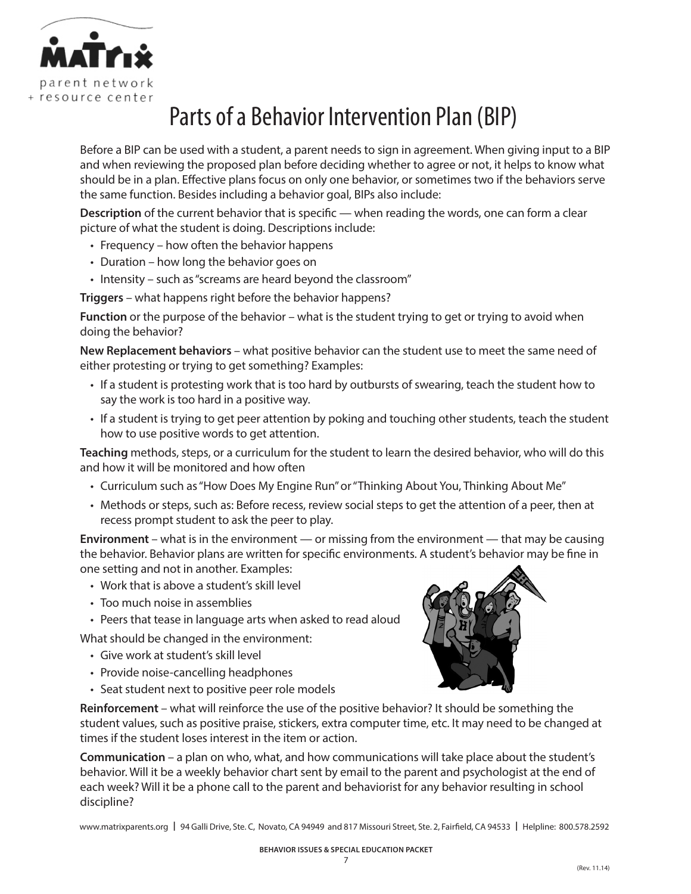# Parts of a Behavior Intervention Plan (BIP)

Before a BIP can be used with a student, a parent needs to sign in agreement. When giving input to a BIP and when reviewing the proposed plan before deciding whether to agree or not, it helps to know what should be in a plan. Effective plans focus on only one behavior, or sometimes two if the behaviors serve the same function. Besides including a behavior goal, BIPs also include:

**Description** of the current behavior that is specific — when reading the words, one can form a clear picture of what the student is doing. Descriptions include:

- Frequency – how often the behavior happens
- Duration – how long the behavior goes on
- Intensity – such as "screams are heard beyond the classroom"

**Triggers** – what happens right before the behavior happens?

**Function** or the purpose of the behavior – what is the student trying to get or trying to avoid when doing the behavior?

**New Replacement behaviors** – what positive behavior can the student use to meet the same need of either protesting or trying to get something? Examples:

- If a student is protesting work that is too hard by outbursts of swearing, teach the student how to say the work is too hard in a positive way.
- If a student is trying to get peer attention by poking and touching other students, teach the student how to use positive words to get attention.

**Teaching** methods, steps, or a curriculum for the student to learn the desired behavior, who will do this and how it will be monitored and how often

- Curriculum such as "How Does My Engine Run" or "Thinking About You, Thinking About Me"
- Methods or steps, such as: Before recess, review social steps to get the attention of a peer, then at recess prompt student to ask the peer to play.

**Environment** – what is in the environment — or missing from the environment — that may be causing the behavior. Behavior plans are written for specific environments. A student's behavior may be fine in one setting and not in another. Examples:

- Work that is above a student's skill level
- Too much noise in assemblies
- Peers that tease in language arts when asked to read aloud

What should be changed in the environment:

- Give work at student's skill level
- Provide noise-cancelling headphones
- Seat student next to positive peer role models

**Reinforcement** – what will reinforce the use of the positive behavior? It should be something the student values, such as positive praise, stickers, extra computer time, etc. It may need to be changed at times if the student loses interest in the item or action.

**Communication** – a plan on who, what, and how communications will take place about the student's behavior. Will it be a weekly behavior chart sent by email to the parent and psychologist at the end of each week? Will it be a phone call to the parent and behaviorist for any behavior resulting in school discipline?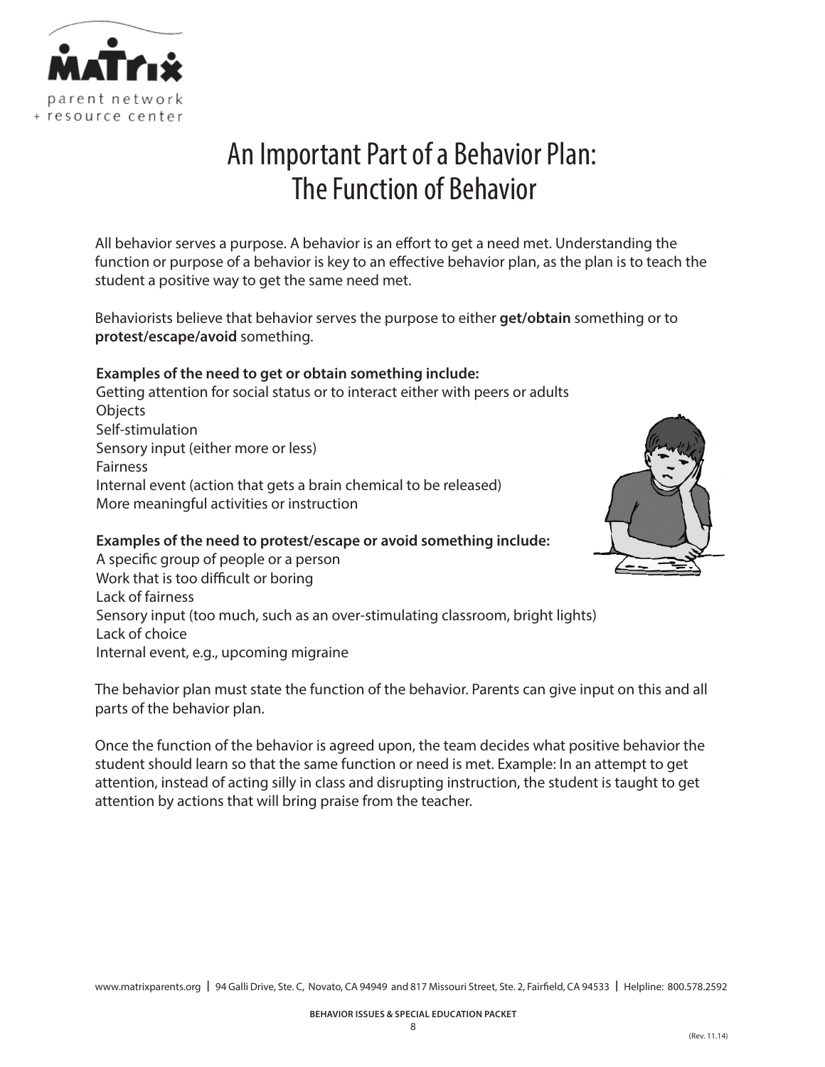# An Important Part of a Behavior Plan: The Function of Behavior

All behavior serves a purpose. A behavior is an effort to get a need met. Understanding the function or purpose of a behavior is key to an effective behavior plan, as the plan is to teach the student a positive way to get the same need met.

Behaviorists believe that behavior serves the purpose to either **get/obtain** something or to **protest/escape/avoid** something.

**Examples of the need to get or obtain something include:**

Getting attention for social status or to interact either with peers or adults
Objects
Self-stimulation
Sensory input (either more or less)
Fairness
Internal event (action that gets a brain chemical to be released)
More meaningful activities or instruction

**Examples of the need to protest/escape or avoid something include:**

A specific group of people or a person
Work that is too difficult or boring
Lack of fairness
Sensory input (too much, such as an over-stimulating classroom, bright lights)
Lack of choice
Internal event, e.g., upcoming migraine

The behavior plan must state the function of the behavior. Parents can give input on this and all parts of the behavior plan.

Once the function of the behavior is agreed upon, the team decides what positive behavior the student should learn so that the same function or need is met. Example: In an attempt to get attention, instead of acting silly in class and disrupting instruction, the student is taught to get attention by actions that will bring praise from the teacher.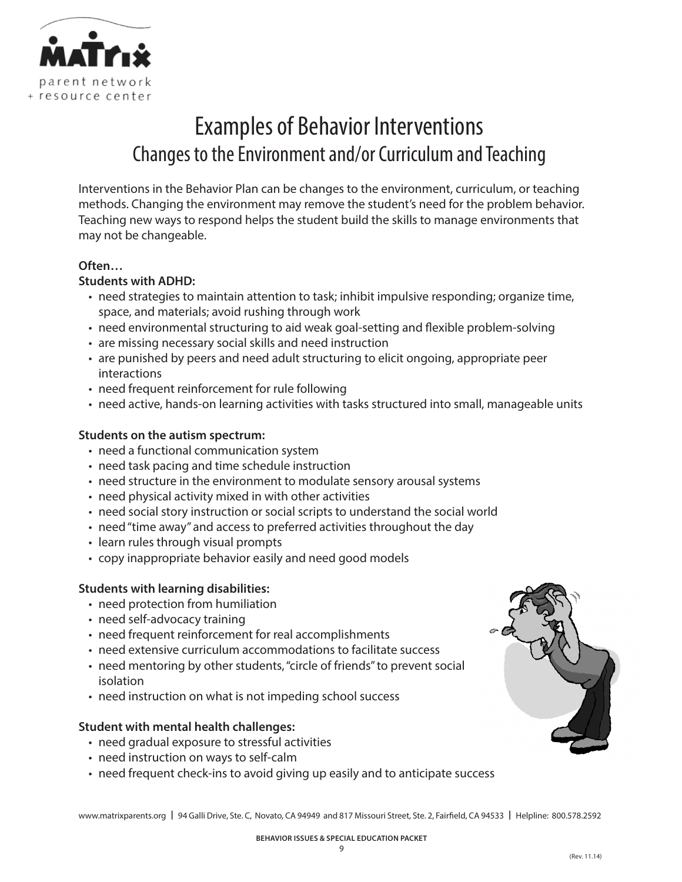# Examples of Behavior Interventions

## Changes to the Environment and/or Curriculum and Teaching

Interventions in the Behavior Plan can be changes to the environment, curriculum, or teaching methods. Changing the environment may remove the student's need for the problem behavior. Teaching new ways to respond helps the student build the skills to manage environments that may not be changeable.

**Often…**

**Students with ADHD:**

- need strategies to maintain attention to task; inhibit impulsive responding; organize time, space, and materials; avoid rushing through work
- need environmental structuring to aid weak goal-setting and flexible problem-solving
- are missing necessary social skills and need instruction
- are punished by peers and need adult structuring to elicit ongoing, appropriate peer interactions
- need frequent reinforcement for rule following
- need active, hands-on learning activities with tasks structured into small, manageable units

**Students on the autism spectrum:**

- need a functional communication system
- need task pacing and time schedule instruction
- need structure in the environment to modulate sensory arousal systems
- need physical activity mixed in with other activities
- need social story instruction or social scripts to understand the social world
- need "time away" and access to preferred activities throughout the day
- learn rules through visual prompts
- copy inappropriate behavior easily and need good models

**Students with learning disabilities:**

- need protection from humiliation
- need self-advocacy training
- need frequent reinforcement for real accomplishments
- need extensive curriculum accommodations to facilitate success
- need mentoring by other students, "circle of friends" to prevent social isolation
- need instruction on what is not impeding school success

**Student with mental health challenges:**

- need gradual exposure to stressful activities
- need instruction on ways to self-calm
- need frequent check-ins to avoid giving up easily and to anticipate success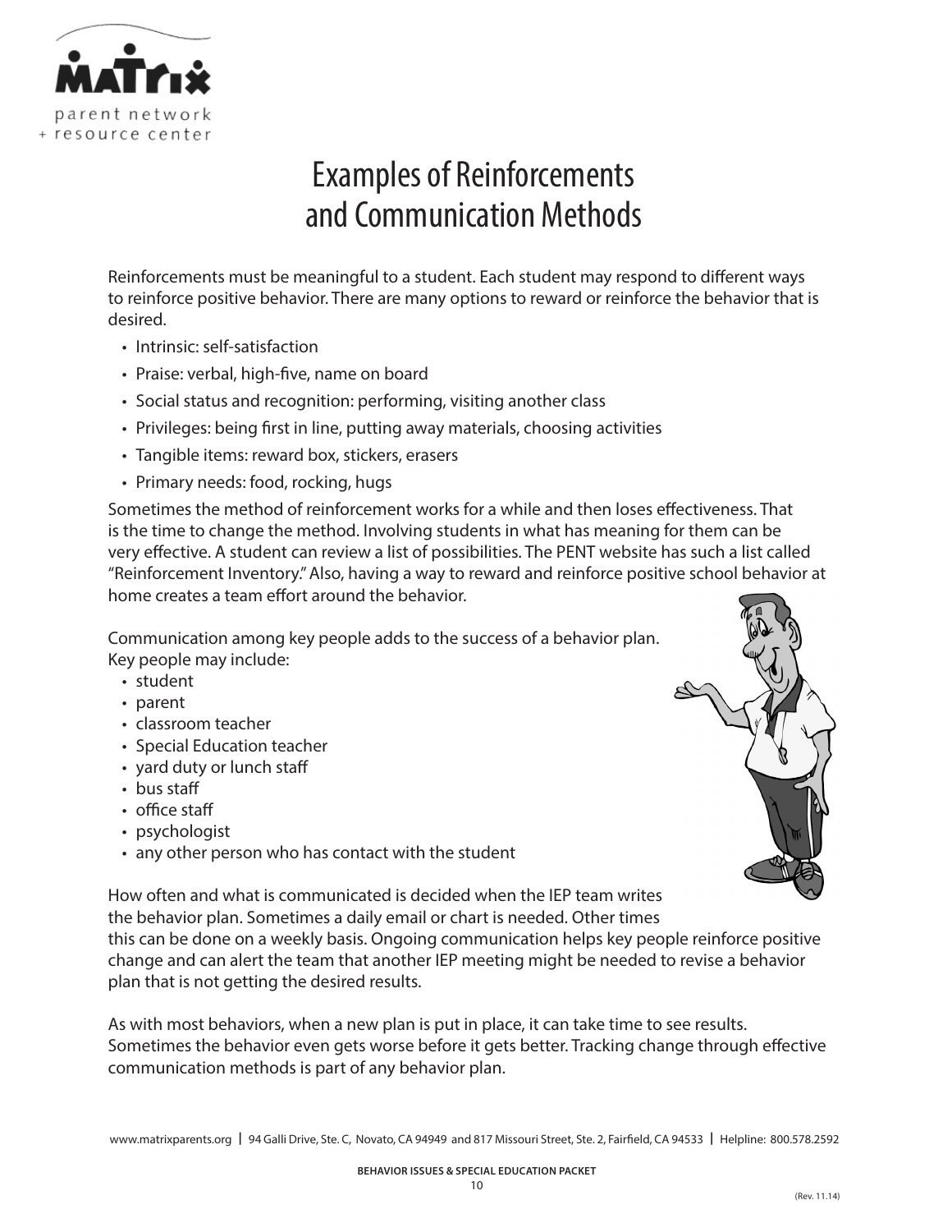# Examples of Reinforcements and Communication Methods

Reinforcements must be meaningful to a student. Each student may respond to different ways to reinforce positive behavior. There are many options to reward or reinforce the behavior that is desired.

- Intrinsic: self-satisfaction
- Praise: verbal, high-five, name on board
- Social status and recognition: performing, visiting another class
- Privileges: being first in line, putting away materials, choosing activities
- Tangible items: reward box, stickers, erasers
- Primary needs: food, rocking, hugs

Sometimes the method of reinforcement works for a while and then loses effectiveness. That is the time to change the method. Involving students in what has meaning for them can be very effective. A student can review a list of possibilities. The PENT website has such a list called "Reinforcement Inventory." Also, having a way to reward and reinforce positive school behavior at home creates a team effort around the behavior.

Communication among key people adds to the success of a behavior plan. Key people may include:

- student
- parent
- classroom teacher
- Special Education teacher
- yard duty or lunch staff
- bus staff
- office staff
- psychologist
- any other person who has contact with the student

How often and what is communicated is decided when the IEP team writes the behavior plan. Sometimes a daily email or chart is needed. Other times this can be done on a weekly basis. Ongoing communication helps key people reinforce positive change and can alert the team that another IEP meeting might be needed to revise a behavior plan that is not getting the desired results.

As with most behaviors, when a new plan is put in place, it can take time to see results. Sometimes the behavior even gets worse before it gets better. Tracking change through effective communication methods is part of any behavior plan.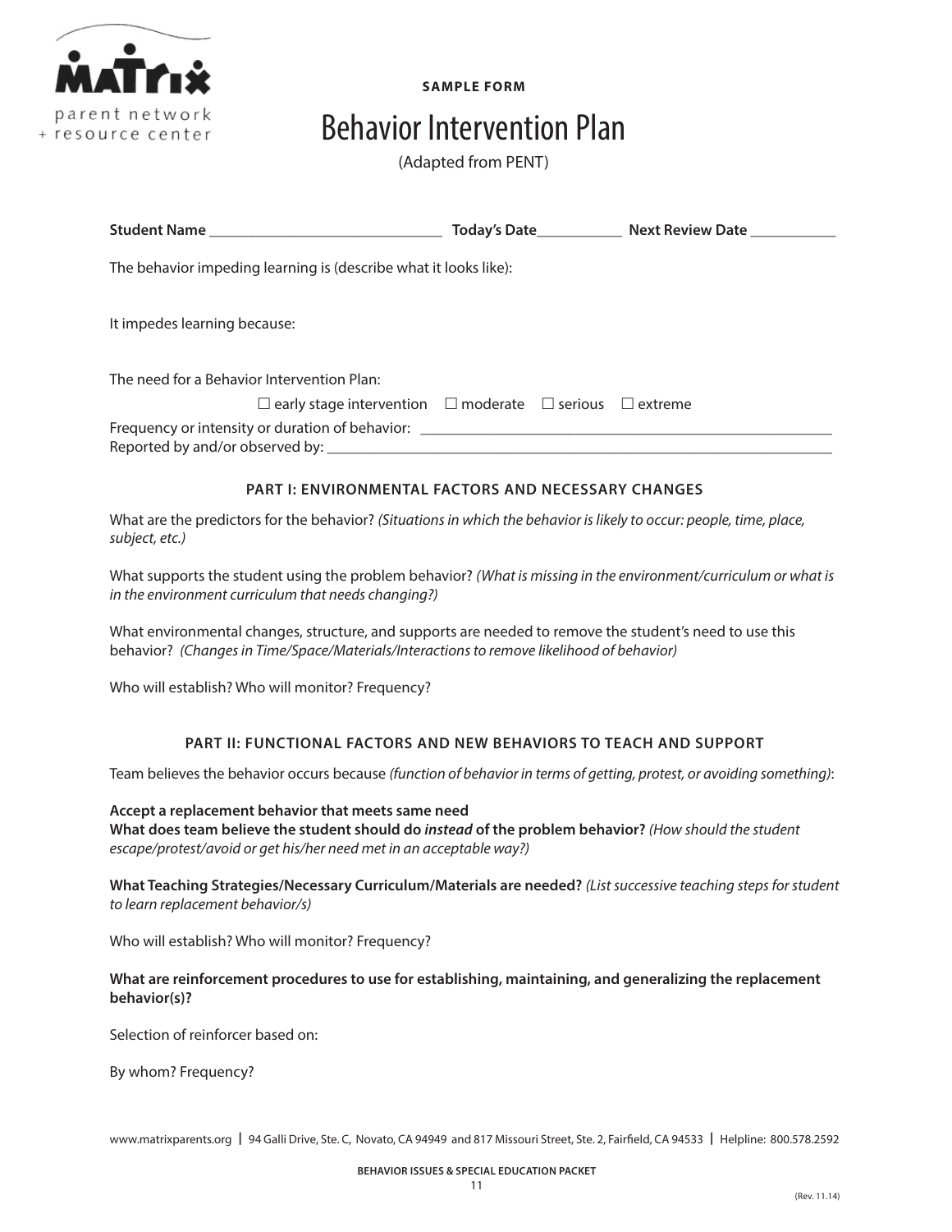**SAMPLE FORM**

# Behavior Intervention Plan

(Adapted from PENT)

**Student Name** ______________________________ **Today's Date**___________ **Next Review Date** ___________

The behavior impeding learning is (describe what it looks like):

It impedes learning because:

The need for a Behavior Intervention Plan:

☐ early stage intervention ☐ moderate ☐ serious ☐ extreme

Frequency or intensity or duration of behavior: _______________________________________________________

Reported by and/or observed by: _____________________________________________________________________

## PART I: ENVIRONMENTAL FACTORS AND NECESSARY CHANGES

What are the predictors for the behavior? *(Situations in which the behavior is likely to occur: people, time, place, subject, etc.)*

What supports the student using the problem behavior? *(What is missing in the environment/curriculum or what is in the environment curriculum that needs changing?)*

What environmental changes, structure, and supports are needed to remove the student's need to use this behavior? *(Changes in Time/Space/Materials/Interactions to remove likelihood of behavior)*

Who will establish? Who will monitor? Frequency?

## PART II: FUNCTIONAL FACTORS AND NEW BEHAVIORS TO TEACH AND SUPPORT

Team believes the behavior occurs because *(function of behavior in terms of getting, protest, or avoiding something)*:

**Accept a replacement behavior that meets same need**
**What does team believe the student should do *instead* of the problem behavior?** *(How should the student escape/protest/avoid or get his/her need met in an acceptable way?)*

**What Teaching Strategies/Necessary Curriculum/Materials are needed?** *(List successive teaching steps for student to learn replacement behavior/s)*

Who will establish? Who will monitor? Frequency?

**What are reinforcement procedures to use for establishing, maintaining, and generalizing the replacement behavior(s)?**

Selection of reinforcer based on:

By whom? Frequency?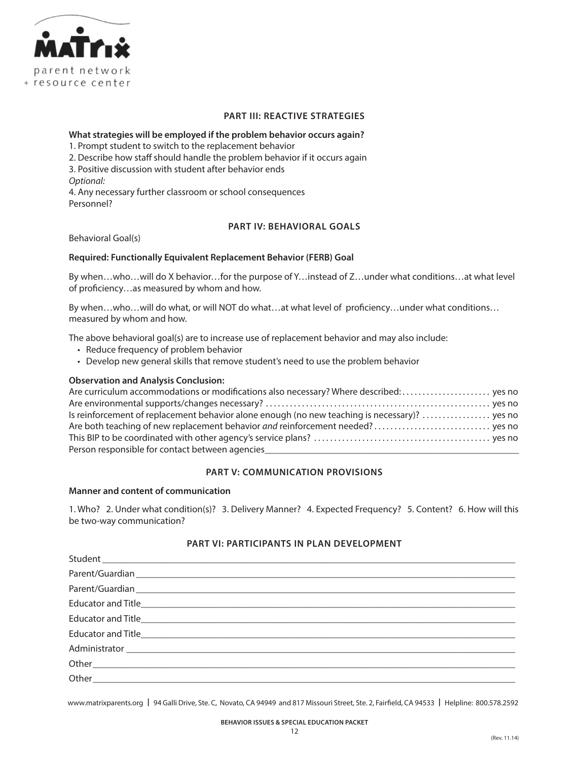## PART III: REACTIVE STRATEGIES

**What strategies will be employed if the problem behavior occurs again?**

1. Prompt student to switch to the replacement behavior
2. Describe how staff should handle the problem behavior if it occurs again
3. Positive discussion with student after behavior ends

*Optional:*

4. Any necessary further classroom or school consequences

Personnel?

## PART IV: BEHAVIORAL GOALS

Behavioral Goal(s)

**Required: Functionally Equivalent Replacement Behavior (FERB) Goal**

By when…who…will do X behavior…for the purpose of Y…instead of Z…under what conditions…at what level of proficiency…as measured by whom and how.

By when…who…will do what, or will NOT do what…at what level of proficiency…under what conditions… measured by whom and how.

The above behavioral goal(s) are to increase use of replacement behavior and may also include:

- Reduce frequency of problem behavior
- Develop new general skills that remove student's need to use the problem behavior

**Observation and Analysis Conclusion:**

Are curriculum accommodations or modifications also necessary? Where described:...................... yes no
Are environmental supports/changes necessary? ........................................................ yes no
Is reinforcement of replacement behavior alone enough (no new teaching is necessary)? ................. yes no
Are both teaching of new replacement behavior *and* reinforcement needed?............................ yes no
This BIP to be coordinated with other agency's service plans? ............................................ yes no
Person responsible for contact between agencies________________________________________________

## PART V: COMMUNICATION PROVISIONS

**Manner and content of communication**

1. Who? 2. Under what condition(s)? 3. Delivery Manner? 4. Expected Frequency? 5. Content? 6. How will this be two-way communication?

## PART VI: PARTICIPANTS IN PLAN DEVELOPMENT

Student ______________________________________________________________________________

Parent/Guardian _______________________________________________________________________

Parent/Guardian _______________________________________________________________________

Educator and Title______________________________________________________________________

Educator and Title______________________________________________________________________

Educator and Title______________________________________________________________________

Administrator _________________________________________________________________________

Other_________________________________________________________________________________

Other_________________________________________________________________________________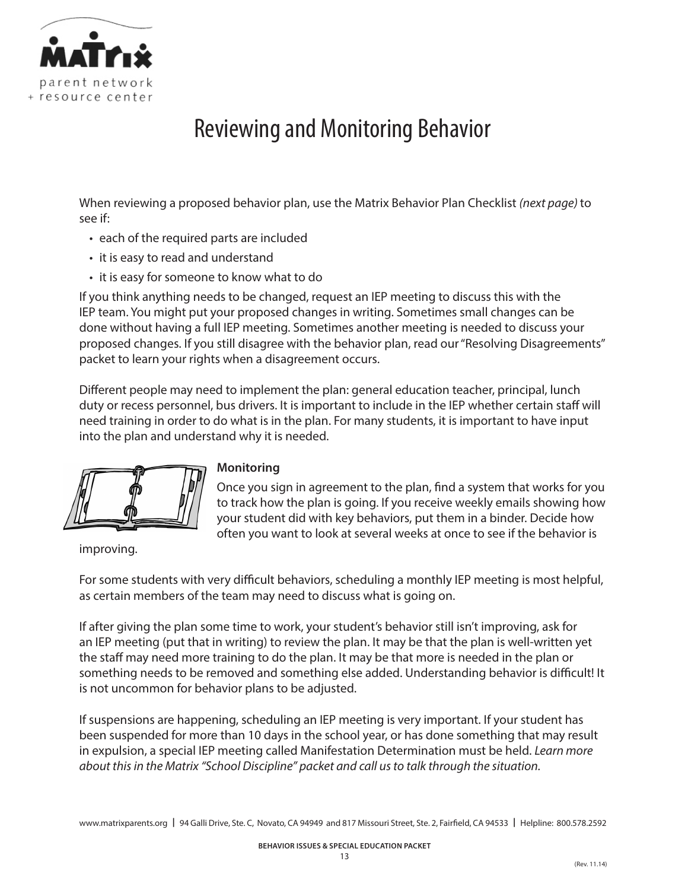# Reviewing and Monitoring Behavior

When reviewing a proposed behavior plan, use the Matrix Behavior Plan Checklist *(next page)* to see if:

- each of the required parts are included
- it is easy to read and understand
- it is easy for someone to know what to do

If you think anything needs to be changed, request an IEP meeting to discuss this with the IEP team. You might put your proposed changes in writing. Sometimes small changes can be done without having a full IEP meeting. Sometimes another meeting is needed to discuss your proposed changes. If you still disagree with the behavior plan, read our "Resolving Disagreements" packet to learn your rights when a disagreement occurs.

Different people may need to implement the plan: general education teacher, principal, lunch duty or recess personnel, bus drivers. It is important to include in the IEP whether certain staff will need training in order to do what is in the plan. For many students, it is important to have input into the plan and understand why it is needed.

**Monitoring**

Once you sign in agreement to the plan, find a system that works for you to track how the plan is going. If you receive weekly emails showing how your student did with key behaviors, put them in a binder. Decide how often you want to look at several weeks at once to see if the behavior is improving.

For some students with very difficult behaviors, scheduling a monthly IEP meeting is most helpful, as certain members of the team may need to discuss what is going on.

If after giving the plan some time to work, your student's behavior still isn't improving, ask for an IEP meeting (put that in writing) to review the plan. It may be that the plan is well-written yet the staff may need more training to do the plan. It may be that more is needed in the plan or something needs to be removed and something else added. Understanding behavior is difficult! It is not uncommon for behavior plans to be adjusted.

If suspensions are happening, scheduling an IEP meeting is very important. If your student has been suspended for more than 10 days in the school year, or has done something that may result in expulsion, a special IEP meeting called Manifestation Determination must be held. *Learn more about this in the Matrix "School Discipline" packet and call us to talk through the situation.*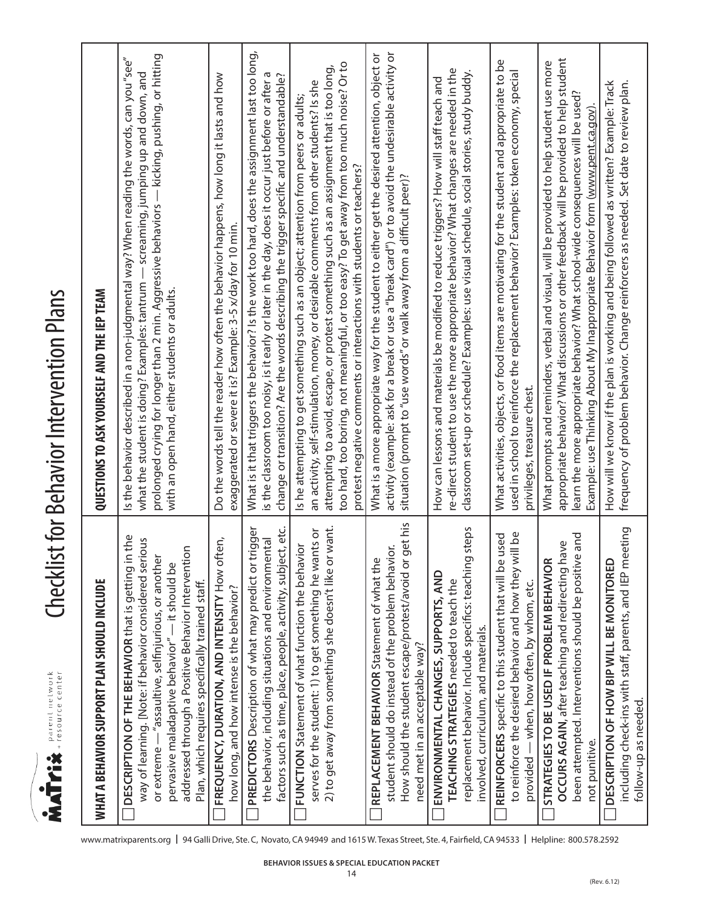# Checklist for Behavior Intervention Plans

| WHAT A BEHAVIOR SUPPORT PLAN SHOULD INCLUDE | QUESTIONS TO ASK YOURSELF AND THE IEP TEAM |
|---|---|
| ☐ **DESCRIPTION OF THE BEHAVIOR** that is getting in the way of learning. [Note: if behavior considered serious or extreme — "assaultive, selfinjurious, or another pervasive maladaptive behavior" — it should be addressed through a Positive Behavior Intervention Plan, which requires specifically trained staff. | Is the behavior described in a non-judgmental way? When reading the words, can you "see" what the student is doing? Examples: tantrum — screaming, jumping up and down, and prolonged crying for longer than 2 min. Aggressive behaviors — kicking, pushing, or hitting with an open hand, either students or adults. |
| ☐ **FREQUENCY, DURATION, AND INTENSITY** How often, how long, and how intense is the behavior? | Do the words tell the reader how often the behavior happens, how long it lasts and how exaggerated or severe it is? Example: 3-5 x/day for 10 min. |
| ☐ **PREDICTORS** Description of what may predict or trigger the behavior, including situations and environmental factors such as time, place, people, activity, subject, etc. | What is it that triggers the behavior? Is the work too hard, does the assignment last too long, is the classroom too noisy, is it early or later in the day, does it occur just before or after a change or transition? Are the words describing the trigger specific and understandable? |
| ☐ **FUNCTION** Statement of what function the behavior serves for the student: 1) to get something he wants or 2) to get away from something she doesn't like or want. | Is he attempting to get something such as an object; attention from peers or adults; an activity, self-stimulation, money, or desirable comments from other students? Is she attempting to avoid, escape, or protest something such as an assignment that is too long, too hard, too boring, not meaningful, or too easy? To get away from too much noise? Or to protest negative comments or interactions with students or teachers? |
| ☐ **REPLACEMENT BEHAVIOR** Statement of what the student should do instead of the problem behavior. How should the student escape/protest/avoid or get his need met in an acceptable way? | What is a more appropriate way for the student to either get the desired attention, object or activity (example: ask for a break or use a "break card") or to avoid the undesirable activity or situation (prompt to "use words" or walk away from a difficult peer)? |
| ☐ **ENVIRONMENTAL CHANGES, SUPPORTS, AND TEACHING STRATEGIES** needed to teach the replacement behavior. Include specifics: teaching steps involved, curriculum, and materials. | How can lessons and materials be modified to reduce triggers? How will staff teach and re-direct student to use the more appropriate behavior? What changes are needed in the classroom set-up or schedule? Examples: use visual schedule, social stories, study buddy. |
| ☐ **REINFORCERS** specific to this student that will be used to reinforce the desired behavior and how they will be provided — when, how often, by whom, etc. | What activities, objects, or food items are motivating for the student and appropriate to be used in school to reinforce the replacement behavior? Examples: token economy, special privileges, treasure chest. |
| ☐ **STRATEGIES TO BE USED IF PROBLEM BEHAVIOR OCCURS AGAIN,** after teaching and redirecting have been attempted. Interventions should be positive and not punitive. | What prompts and reminders, verbal and visual, will be provided to help student use more appropriate behavior? What discussions or other feedback will be provided to help student learn the more appropriate behavior? What school-wide consequences will be used? Example: use Thinking About My Inappropriate Behavior form (www.pent.ca.gov). |
| ☐ **DESCRIPTION OF HOW BIP WILL BE MONITORED** including check-ins with staff, parents, and IEP meeting follow-up as needed. | How will we know if the plan is working and being followed as written? Example: Track frequency of problem behavior. Change reinforcers as needed. Set date to review plan. |